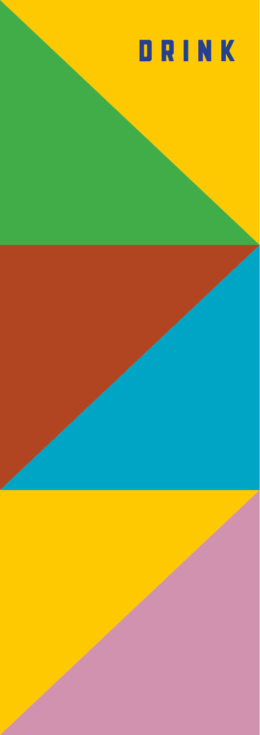# DRINK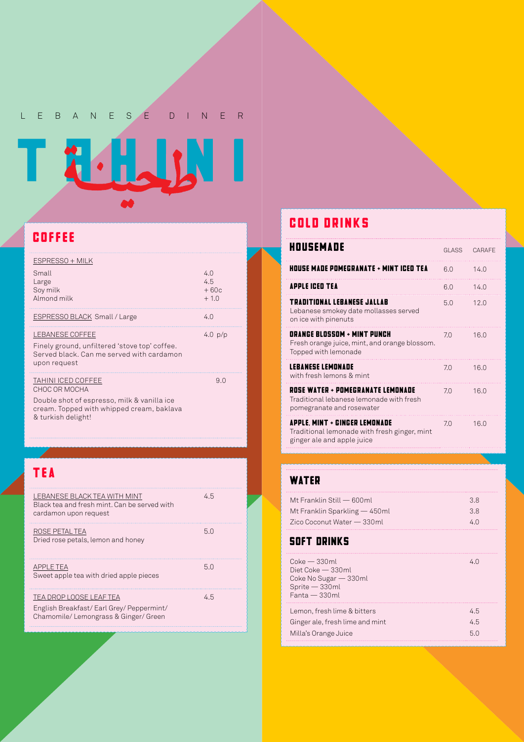LEBANESE DINER

# TAHINI

طحينة

## COFFEE

| ESPRESSO + MILK | |
|---|---|
| Small | 4.0 |
| Large | 4.5 |
| Soy milk | + 60c |
| Almond milk | + 1.0 |

| | |
|---|---|
| ESPRESSO BLACK Small / Large | 4.0 |
| LEBANESE COFFEE<br>Finely ground, unfiltered 'stove top' coffee. Served black. Can me served with cardamon upon request | 4.0 p/p |
| TAHINI ICED COFFEE<br>CHOC OR MOCHA<br>Double shot of espresso, milk & vanilla ice cream. Topped with whipped cream, baklava & turkish delight! | 9.0 |

## TEA

| | |
|---|---|
| LEBANESE BLACK TEA WITH MINT<br>Black tea and fresh mint. Can be served with cardamon upon request | 4.5 |
| ROSE PETAL TEA<br>Dried rose petals, lemon and honey | 5.0 |
| APPLE TEA<br>Sweet apple tea with dried apple pieces | 5.0 |
| TEA DROP LOOSE LEAF TEA<br>English Breakfast/ Earl Grey/ Peppermint/ Chamomile/ Lemongrass & Ginger/ Green | 4.5 |

## COLD DRINKS

### HOUSEMADE

| HOUSEMADE | GLASS | CARAFE |
|---|---|---|
| **HOUSE MADE POMEGRANATE + MINT ICED TEA** | 6.0 | 14.0 |
| **APPLE ICED TEA** | 6.0 | 14.0 |
| **TRADITIONAL LEBANESE JALLAB**<br>Lebanese smokey date mollasses served on ice with pinenuts | 5.0 | 12.0 |
| **ORANGE BLOSSOM + MINT PUNCH**<br>Fresh orange juice, mint, and orange blossom. Topped with lemonade | 7.0 | 16.0 |
| **LEBANESE LEMONADE**<br>with fresh lemons & mint | 7.0 | 16.0 |
| **ROSE WATER + POMEGRANATE LEMONADE**<br>Traditional lebanese lemonade with fresh pomegranate and rosewater | 7.0 | 16.0 |
| **APPLE, MINT + GINGER LEMONADE**<br>Traditional lemonade with fresh ginger, mint ginger ale and apple juice | 7.0 | 16.0 |

## WATER

| | |
|---|---|
| Mt Franklin Still — 600ml | 3.8 |
| Mt Franklin Sparkling — 450ml | 3.8 |
| Zico Coconut Water — 330ml | 4.0 |

## SOFT DRINKS

| | |
|---|---|
| Coke — 330ml<br>Diet Coke — 330ml<br>Coke No Sugar — 330ml<br>Sprite — 330ml<br>Fanta — 330ml | 4.0 |
| Lemon, fresh lime & bitters | 4.5 |
| Ginger ale, fresh lime and mint | 4.5 |
| Milla's Orange Juice | 5.0 |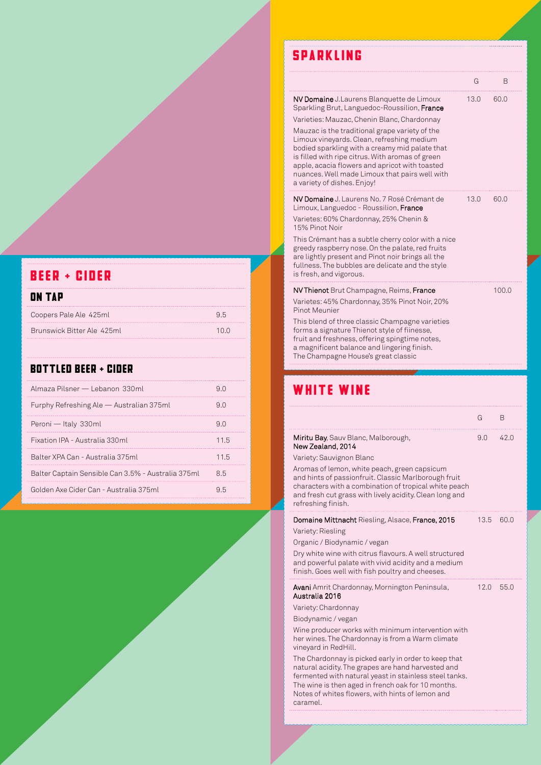## BEER + CIDER

### ON TAP

| | |
|---|---|
| Coopers Pale Ale 425ml | 9.5 |
| Brunswick Bitter Ale 425ml | 10.0 |

### BOTTLED BEER + CIDER

| | |
|---|---|
| Almaza Pilsner — Lebanon 330ml | 9.0 |
| Furphy Refreshing Ale — Australian 375ml | 9.0 |
| Peroni — Italy 330ml | 9.0 |
| Fixation IPA - Australia 330ml | 11.5 |
| Balter XPA Can - Australia 375ml | 11.5 |
| Balter Captain Sensible Can 3.5% - Australia 375ml | 8.5 |
| Golden Axe Cider Can - Australia 375ml | 9.5 |

## SPARKLING

| | G | B |
|---|---|---|
| **NV Domaine** J.Laurens Blanquette de Limoux Sparkling Brut, Languedoc-Roussilion, **France** | 13.0 | 60.0 |

Varieties: Mauzac, Chenin Blanc, Chardonnay

Mauzac is the traditional grape variety of the Limoux vineyards. Clean, refreshing medium bodied sparkling with a creamy mid palate that is filled with ripe citrus. With aromas of green apple, acacia flowers and apricot with toasted nuances. Well made Limoux that pairs well with a variety of dishes. Enjoy!

| | G | B |
|---|---|---|
| **NV Domaine** J. Laurens No. 7 Rosé Crémant de Limoux, Languedoc - Roussilion, **France** | 13.0 | 60.0 |

Varietes: 60% Chardonnay, 25% Chenin & 15% Pinot Noir

This Crémant has a subtle cherry color with a nice greedy raspberry nose. On the palate, red fruits are lightly present and Pinot noir brings all the fullness. The bubbles are delicate and the style is fresh, and vigorous.

| | G | B |
|---|---|---|
| **NV Thienot** Brut Champagne, Reims, **France** | | 100.0 |

Varietes: 45% Chardonnay, 35% Pinot Noir, 20% Pinot Meunier

This blend of three classic Champagne varieties forms a signature Thienot style of fiinesse, fruit and freshness, offering spingtime notes, a magnificent balance and lingering finish. The Champagne House's great classic

## WHITE WINE

| | G | B |
|---|---|---|
| **Miritu Bay**, Sauv Blanc, Malborough, **New Zealand, 2014** | 9.0 | 42.0 |

Variety: Sauvignon Blanc

Aromas of lemon, white peach, green capsicum and hints of passionfruit. Classic Marlborough fruit characters with a combination of tropical white peach and fresh cut grass with lively acidity. Clean long and refreshing finish.

| | G | B |
|---|---|---|
| **Domaine Mittnacht** Riesling, Alsace, **France, 2015** | 13.5 | 60.0 |

Variety: Riesling

Organic / Biodynamic / vegan

Dry white wine with citrus flavours. A well structured and powerful palate with vivid acidity and a medium finish. Goes well with fish poultry and cheeses.

| | G | B |
|---|---|---|
| **Avani** Amrit Chardonnay, Mornington Peninsula, **Australia 2016** | 12.0 | 55.0 |

Variety: Chardonnay

Biodynamic / vegan

Wine producer works with minimum intervention with her wines. The Chardonnay is from a Warm climate vineyard in RedHill.

The Chardonnay is picked early in order to keep that natural acidity. The grapes are hand harvested and fermented with natural yeast in stainless steel tanks. The wine is then aged in french oak for 10 months. Notes of whites flowers, with hints of lemon and caramel.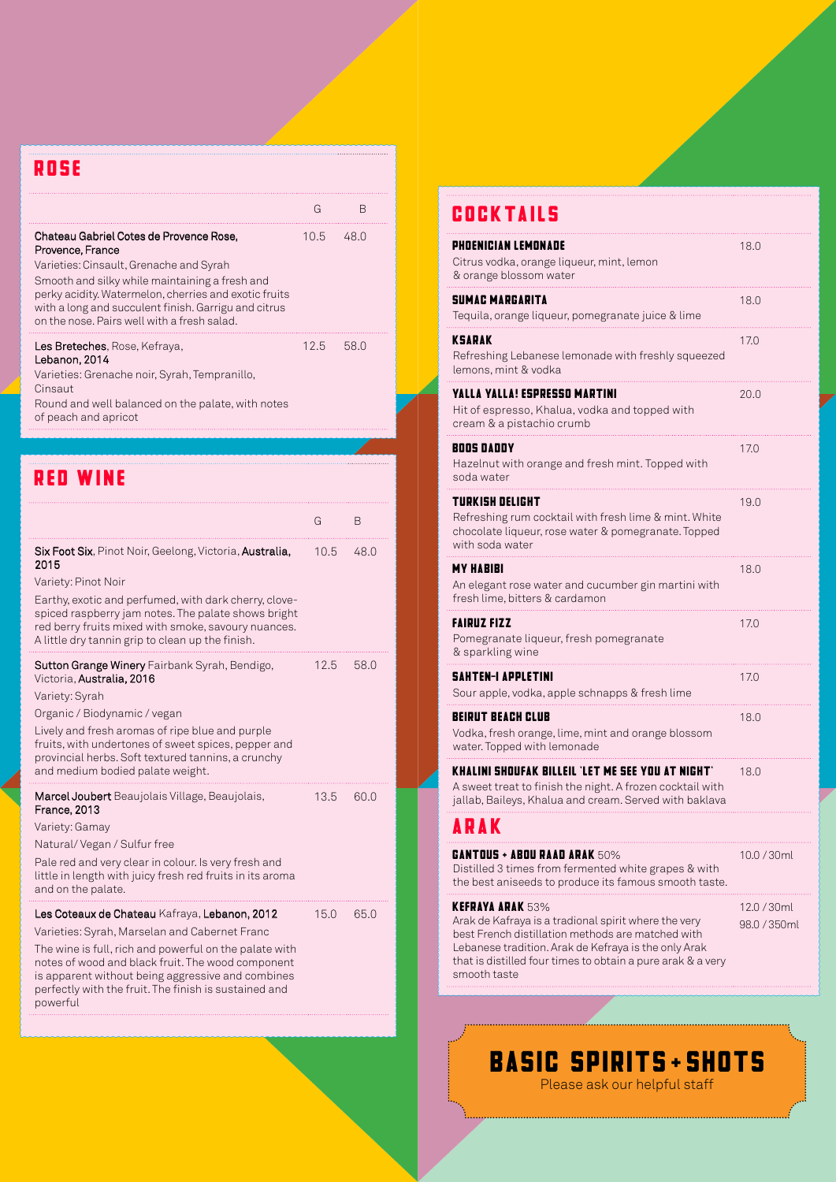## ROSE

| | G | B |
|---|---|---|
| **Chateau Gabriel Cotes de Provence Rose, Provence, France**<br>Varieties: Cinsault, Grenache and Syrah<br>Smooth and silky while maintaining a fresh and perky acidity. Watermelon, cherries and exotic fruits with a long and succulent finish. Garrigu and citrus on the nose. Pairs well with a fresh salad. | 10.5 | 48.0 |
| **Les Breteches**, Rose, Kefraya, **Lebanon, 2014**<br>Varieties: Grenache noir, Syrah, Tempranillo, Cinsaut<br>Round and well balanced on the palate, with notes of peach and apricot | 12.5 | 58.0 |

## RED WINE

| | G | B |
|---|---|---|
| **Six Foot Six**, Pinot Noir, Geelong, Victoria, **Australia, 2015**<br>Variety: Pinot Noir<br>Earthy, exotic and perfumed, with dark cherry, clove-spiced raspberry jam notes. The palate shows bright red berry fruits mixed with smoke, savoury nuances. A little dry tannin grip to clean up the finish. | 10.5 | 48.0 |
| **Sutton Grange Winery** Fairbank Syrah, Bendigo, Victoria, **Australia, 2016**<br>Variety: Syrah<br>Organic / Biodynamic / vegan<br>Lively and fresh aromas of ripe blue and purple fruits, with undertones of sweet spices, pepper and provincial herbs. Soft textured tannins, a crunchy and medium bodied palate weight. | 12.5 | 58.0 |
| **Marcel Joubert** Beaujolais Village, Beaujolais, **France, 2013**<br>Variety: Gamay<br>Natural / Vegan / Sulfur free<br>Pale red and very clear in colour. Is very fresh and little in length with juicy fresh red fruits in its aroma and on the palate. | 13.5 | 60.0 |
| **Les Coteaux de Chateau** Kafraya, **Lebanon, 2012**<br>Varieties: Syrah, Marselan and Cabernet Franc<br>The wine is full, rich and powerful on the palate with notes of wood and black fruit. The wood component is apparent without being aggressive and combines perfectly with the fruit. The finish is sustained and powerful | 15.0 | 65.0 |

## COCKTAILS

| | |
|---|---|
| **PHOENICIAN LEMONADE**<br>Citrus vodka, orange liqueur, mint, lemon & orange blossom water | 18.0 |
| **SUMAC MARGARITA**<br>Tequila, orange liqueur, pomegranate juice & lime | 18.0 |
| **KSARAK**<br>Refreshing Lebanese lemonade with freshly squeezed lemons, mint & vodka | 17.0 |
| **YALLA YALLA! ESPRESSO MARTINI**<br>Hit of espresso, Khalua, vodka and topped with cream & a pistachio crumb | 20.0 |
| **BOOS DADDY**<br>Hazelnut with orange and fresh mint. Topped with soda water | 17.0 |
| **TURKISH DELIGHT**<br>Refreshing rum cocktail with fresh lime & mint. White chocolate liqueur, rose water & pomegranate. Topped with soda water | 19.0 |
| **MY HABIBI**<br>An elegant rose water and cucumber gin martini with fresh lime, bitters & cardamon | 18.0 |
| **FAIRUZ FIZZ**<br>Pomegranate liqueur, fresh pomegranate & sparkling wine | 17.0 |
| **SAHTEN-I APPLETINI**<br>Sour apple, vodka, apple schnapps & fresh lime | 17.0 |
| **BEIRUT BEACH CLUB**<br>Vodka, fresh orange, lime, mint and orange blossom water. Topped with lemonade | 18.0 |
| **KHALINI SHOUFAK BILLEIL 'LET ME SEE YOU AT NIGHT'**<br>A sweet treat to finish the night. A frozen cocktail with jallab, Baileys, Khalua and cream. Served with baklava | 18.0 |

## ARAK

| | |
|---|---|
| **GANTOUS + ABOU RAAD ARAK** 50%<br>Distilled 3 times from fermented white grapes & with the best aniseeds to produce its famous smooth taste. | 10.0 / 30ml |
| **KEFRAYA ARAK** 53%<br>Arak de Kafraya is a tradional spirit where the very best French distillation methods are matched with Lebanese tradition. Arak de Kefraya is the only Arak that is distilled four times to obtain a pure arak & a very smooth taste | 12.0 / 30ml<br>98.0 / 350ml |

## BASIC SPIRITS + SHOTS

Please ask our helpful staff